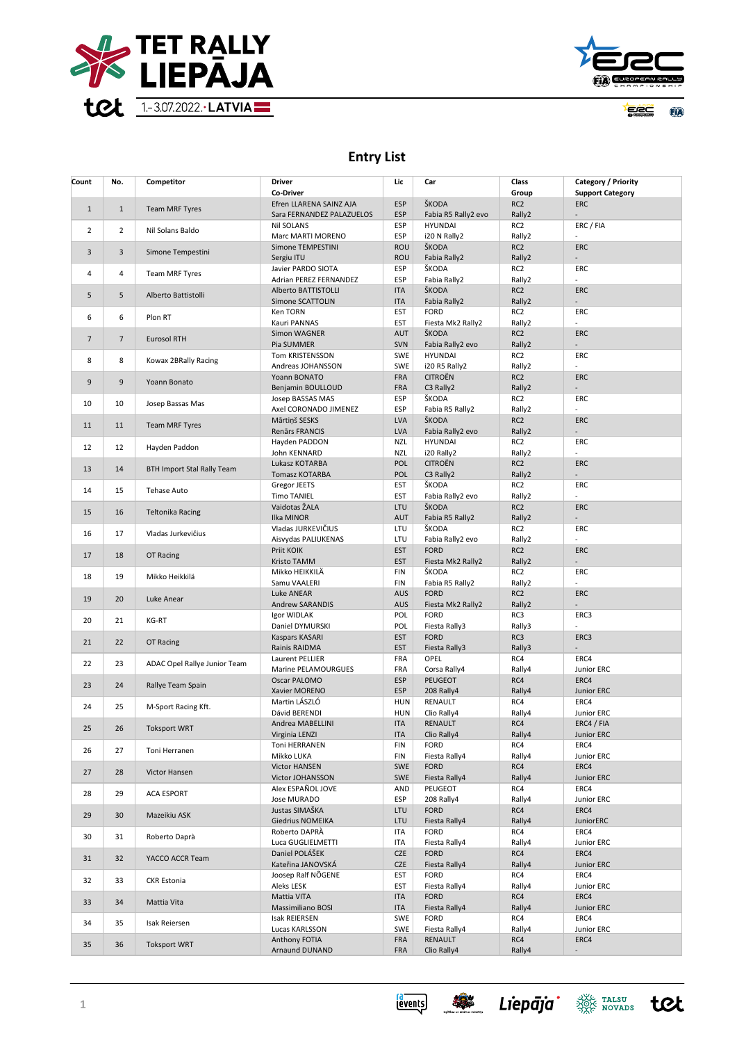# TET RALLY LIEPĀJA

1.-3.07.2022. · LATVIA

## Entry List

| Count | No. | Competitor | Driver<br>Co-Driver | Lic | Car | Class<br>Group | Category / Priority<br>Support Category |
|---|---|---|---|---|---|---|---|
| 1 | 1 | Team MRF Tyres | Efren LLARENA SAINZ AJA<br>Sara FERNANDEZ PALAZUELOS | ESP<br>ESP | ŠKODA<br>Fabia R5 Rally2 evo | RC2<br>Rally2 | ERC<br>- |
| 2 | 2 | Nil Solans Baldo | Nil SOLANS<br>Marc MARTI MORENO | ESP<br>ESP | HYUNDAI<br>i20 N Rally2 | RC2<br>Rally2 | ERC / FIA<br>- |
| 3 | 3 | Simone Tempestini | Simone TEMPESTINI<br>Sergiu ITU | ROU<br>ROU | ŠKODA<br>Fabia Rally2 | RC2<br>Rally2 | ERC<br>- |
| 4 | 4 | Team MRF Tyres | Javier PARDO SIOTA<br>Adrian PEREZ FERNANDEZ | ESP<br>ESP | ŠKODA<br>Fabia Rally2 | RC2<br>Rally2 | ERC<br>- |
| 5 | 5 | Alberto Battistolli | Alberto BATTISTOLLI<br>Simone SCATTOLIN | ITA<br>ITA | ŠKODA<br>Fabia Rally2 | RC2<br>Rally2 | ERC<br>- |
| 6 | 6 | Plon RT | Ken TORN<br>Kauri PANNAS | EST<br>EST | FORD<br>Fiesta Mk2 Rally2 | RC2<br>Rally2 | ERC<br>- |
| 7 | 7 | Eurosol RTH | Simon WAGNER<br>Pia SUMMER | AUT<br>SVN | ŠKODA<br>Fabia Rally2 evo | RC2<br>Rally2 | ERC<br>- |
| 8 | 8 | Kowax 2BRally Racing | Tom KRISTENSSON<br>Andreas JOHANSSON | SWE<br>SWE | HYUNDAI<br>i20 R5 Rally2 | RC2<br>Rally2 | ERC<br>- |
| 9 | 9 | Yoann Bonato | Yoann BONATO<br>Benjamin BOULLOUD | FRA<br>FRA | CITROËN<br>C3 Rally2 | RC2<br>Rally2 | ERC<br>- |
| 10 | 10 | Josep Bassas Mas | Josep BASSAS MAS<br>Axel CORONADO JIMENEZ | ESP<br>ESP | ŠKODA<br>Fabia R5 Rally2 | RC2<br>Rally2 | ERC<br>- |
| 11 | 11 | Team MRF Tyres | Mārtiņš SESKS<br>Renārs FRANCIS | LVA<br>LVA | ŠKODA<br>Fabia Rally2 evo | RC2<br>Rally2 | ERC<br>- |
| 12 | 12 | Hayden Paddon | Hayden PADDON<br>John KENNARD | NZL<br>NZL | HYUNDAI<br>i20 Rally2 | RC2<br>Rally2 | ERC<br>- |
| 13 | 14 | BTH Import Stal Rally Team | Lukasz KOTARBA<br>Tomasz KOTARBA | POL<br>POL | CITROËN<br>C3 Rally2 | RC2<br>Rally2 | ERC<br>- |
| 14 | 15 | Tehase Auto | Gregor JEETS<br>Timo TANIEL | EST<br>EST | ŠKODA<br>Fabia Rally2 evo | RC2<br>Rally2 | ERC<br>- |
| 15 | 16 | Teltonika Racing | Vaidotas ŽALA<br>Ilka MINOR | LTU<br>AUT | ŠKODA<br>Fabia R5 Rally2 | RC2<br>Rally2 | ERC<br>- |
| 16 | 17 | Vladas Jurkevičius | Vladas JURKEVIČIUS<br>Aisvydas PALIUKENAS | LTU<br>LTU | ŠKODA<br>Fabia Rally2 evo | RC2<br>Rally2 | ERC<br>- |
| 17 | 18 | OT Racing | Priit KOIK<br>Kristo TAMM | EST<br>EST | FORD<br>Fiesta Mk2 Rally2 | RC2<br>Rally2 | ERC<br>- |
| 18 | 19 | Mikko Heikkilä | Mikko HEIKKILÄ<br>Samu VAALERI | FIN<br>FIN | ŠKODA<br>Fabia R5 Rally2 | RC2<br>Rally2 | ERC<br>- |
| 19 | 20 | Luke Anear | Luke ANEAR<br>Andrew SARANDIS | AUS<br>AUS | FORD<br>Fiesta Mk2 Rally2 | RC2<br>Rally2 | ERC<br>- |
| 20 | 21 | KG-RT | Igor WIDLAK<br>Daniel DYMURSKI | POL<br>POL | FORD<br>Fiesta Rally3 | RC3<br>Rally3 | ERC3<br>- |
| 21 | 22 | OT Racing | Kaspars KASARI<br>Rainis RAIDMA | EST<br>EST | FORD<br>Fiesta Rally3 | RC3<br>Rally3 | ERC3<br>- |
| 22 | 23 | ADAC Opel Rallye Junior Team | Laurent PELLIER<br>Marine PELAMOURGUES | FRA<br>FRA | OPEL<br>Corsa Rally4 | RC4<br>Rally4 | ERC4<br>Junior ERC |
| 23 | 24 | Rallye Team Spain | Oscar PALOMO<br>Xavier MORENO | ESP<br>ESP | PEUGEOT<br>208 Rally4 | RC4<br>Rally4 | ERC4<br>Junior ERC |
| 24 | 25 | M-Sport Racing Kft. | Martin LÁSZLÓ<br>Dávid BERENDI | HUN<br>HUN | RENAULT<br>Clio Rally4 | RC4<br>Rally4 | ERC4<br>Junior ERC |
| 25 | 26 | Toksport WRT | Andrea MABELLINI<br>Virginia LENZI | ITA<br>ITA | RENAULT<br>Clio Rally4 | RC4<br>Rally4 | ERC4 / FIA<br>Junior ERC |
| 26 | 27 | Toni Herranen | Toni HERRANEN<br>Mikko LUKA | FIN<br>FIN | FORD<br>Fiesta Rally4 | RC4<br>Rally4 | ERC4<br>Junior ERC |
| 27 | 28 | Victor Hansen | Victor HANSEN<br>Victor JOHANSSON | SWE<br>SWE | FORD<br>Fiesta Rally4 | RC4<br>Rally4 | ERC4<br>Junior ERC |
| 28 | 29 | ACA ESPORT | Alex ESPAÑOL JOVE<br>Jose MURADO | AND<br>ESP | PEUGEOT<br>208 Rally4 | RC4<br>Rally4 | ERC4<br>Junior ERC |
| 29 | 30 | Mazeikiu ASK | Justas SIMAŠKA<br>Giedrius NOMEIKA | LTU<br>LTU | FORD<br>Fiesta Rally4 | RC4<br>Rally4 | ERC4<br>JuniorERC |
| 30 | 31 | Roberto Daprà | Roberto DAPRÀ<br>Luca GUGLIELMETTI | ITA<br>ITA | FORD<br>Fiesta Rally4 | RC4<br>Rally4 | ERC4<br>Junior ERC |
| 31 | 32 | YACCO ACCR Team | Daniel POLÁŠEK<br>Kateřina JANOVSKÁ | CZE<br>CZE | FORD<br>Fiesta Rally4 | RC4<br>Rally4 | ERC4<br>Junior ERC |
| 32 | 33 | CKR Estonia | Joosep Ralf NÕGENE<br>Aleks LESK | EST<br>EST | FORD<br>Fiesta Rally4 | RC4<br>Rally4 | ERC4<br>Junior ERC |
| 33 | 34 | Mattia Vita | Mattia VITA<br>Massimiliano BOSI | ITA<br>ITA | FORD<br>Fiesta Rally4 | RC4<br>Rally4 | ERC4<br>Junior ERC |
| 34 | 35 | Isak Reiersen | Isak REIERSEN<br>Lucas KARLSSON | SWE<br>SWE | FORD<br>Fiesta Rally4 | RC4<br>Rally4 | ERC4<br>Junior ERC |
| 35 | 36 | Toksport WRT | Anthony FOTIA<br>Arnaund DUNAND | FRA<br>FRA | RENAULT<br>Clio Rally4 | RC4<br>Rally4 | ERC4<br>- |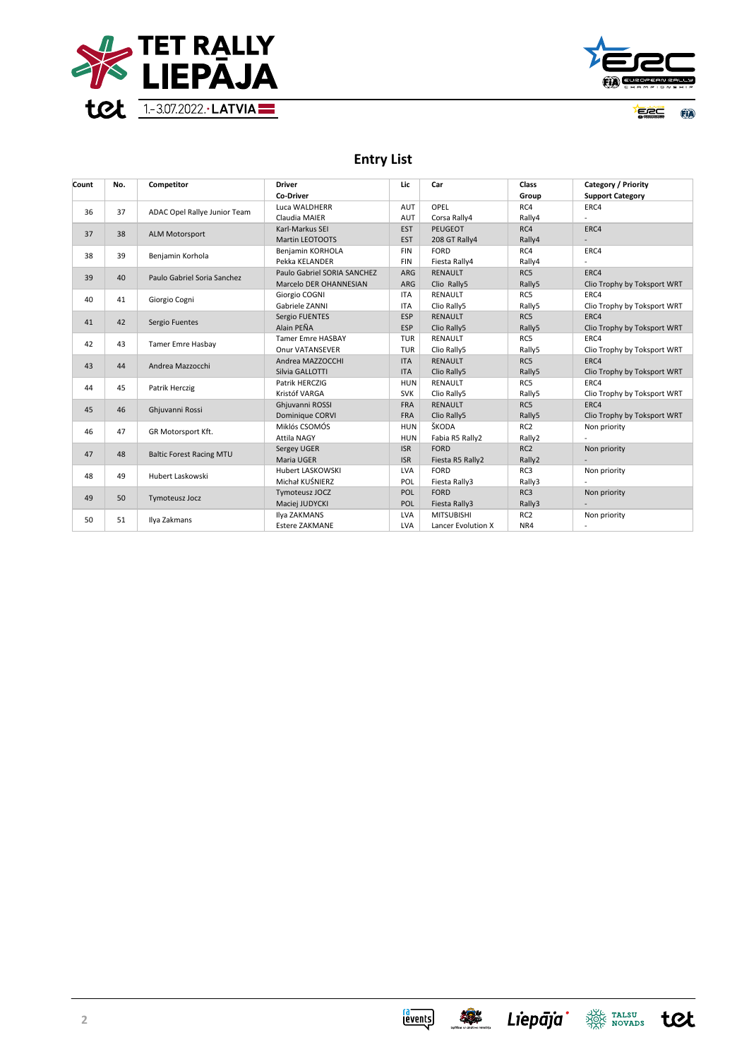## Entry List

| Count | No. | Competitor | Driver<br>Co-Driver | Lic | Car | Class<br>Group | Category / Priority<br>Support Category |
|---|---|---|---|---|---|---|---|
| 36 | 37 | ADAC Opel Rallye Junior Team | Luca WALDHERR<br>Claudia MAIER | AUT<br>AUT | OPEL<br>Corsa Rally4 | RC4<br>Rally4 | ERC4<br>- |
| 37 | 38 | ALM Motorsport | Karl-Markus SEI<br>Martin LEOTOOTS | EST<br>EST | PEUGEOT<br>208 GT Rally4 | RC4<br>Rally4 | ERC4<br>- |
| 38 | 39 | Benjamin Korhola | Benjamin KORHOLA<br>Pekka KELANDER | FIN<br>FIN | FORD<br>Fiesta Rally4 | RC4<br>Rally4 | ERC4<br>- |
| 39 | 40 | Paulo Gabriel Soria Sanchez | Paulo Gabriel SORIA SANCHEZ<br>Marcelo DER OHANNESIAN | ARG<br>ARG | RENAULT<br>Clio Rally5 | RC5<br>Rally5 | ERC4<br>Clio Trophy by Toksport WRT |
| 40 | 41 | Giorgio Cogni | Giorgio COGNI<br>Gabriele ZANNI | ITA<br>ITA | RENAULT<br>Clio Rally5 | RC5<br>Rally5 | ERC4<br>Clio Trophy by Toksport WRT |
| 41 | 42 | Sergio Fuentes | Sergio FUENTES<br>Alain PEÑA | ESP<br>ESP | RENAULT<br>Clio Rally5 | RC5<br>Rally5 | ERC4<br>Clio Trophy by Toksport WRT |
| 42 | 43 | Tamer Emre Hasbay | Tamer Emre HASBAY<br>Onur VATANSEVER | TUR<br>TUR | RENAULT<br>Clio Rally5 | RC5<br>Rally5 | ERC4<br>Clio Trophy by Toksport WRT |
| 43 | 44 | Andrea Mazzocchi | Andrea MAZZOCCHI<br>Silvia GALLOTTI | ITA<br>ITA | RENAULT<br>Clio Rally5 | RC5<br>Rally5 | ERC4<br>Clio Trophy by Toksport WRT |
| 44 | 45 | Patrik Herczig | Patrik HERCZIG<br>Kristóf VARGA | HUN<br>SVK | RENAULT<br>Clio Rally5 | RC5<br>Rally5 | ERC4<br>Clio Trophy by Toksport WRT |
| 45 | 46 | Ghjuvanni Rossi | Ghjuvanni ROSSI<br>Dominique CORVI | FRA<br>FRA | RENAULT<br>Clio Rally5 | RC5<br>Rally5 | ERC4<br>Clio Trophy by Toksport WRT |
| 46 | 47 | GR Motorsport Kft. | Miklós CSOMÓS<br>Attila NAGY | HUN<br>HUN | ŠKODA<br>Fabia R5 Rally2 | RC2<br>Rally2 | Non priority<br>- |
| 47 | 48 | Baltic Forest Racing MTU | Sergey UGER<br>Maria UGER | ISR<br>ISR | FORD<br>Fiesta R5 Rally2 | RC2<br>Rally2 | Non priority<br>- |
| 48 | 49 | Hubert Laskowski | Hubert LASKOWSKI<br>Michał KUŚNIERZ | LVA<br>POL | FORD<br>Fiesta Rally3 | RC3<br>Rally3 | Non priority<br>- |
| 49 | 50 | Tymoteusz Jocz | Tymoteusz JOCZ<br>Maciej JUDYCKI | POL<br>POL | FORD<br>Fiesta Rally3 | RC3<br>Rally3 | Non priority<br>- |
| 50 | 51 | Ilya Zakmans | Ilya ZAKMANS<br>Estere ZAKMANE | LVA<br>LVA | MITSUBISHI<br>Lancer Evolution X | RC2<br>NR4 | Non priority<br>- |